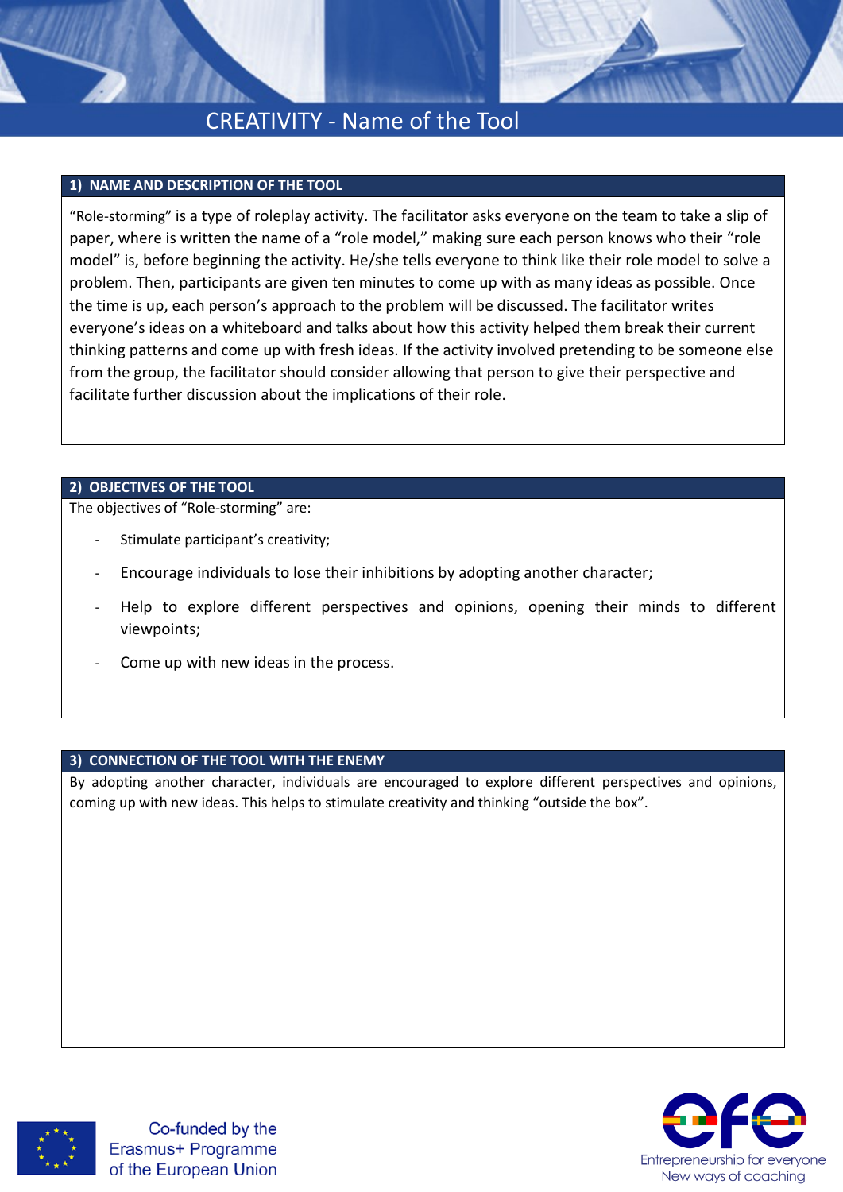# CREATIVITY - Name of the Tool

## 1) NAME AND DESCRIPTION OF THE TOOL

"Role-storming" is a type of roleplay activity. The facilitator asks everyone on the team to take a slip of paper, where is written the name of a "role model," making sure each person knows who their "role model" is, before beginning the activity. He/she tells everyone to think like their role model to solve a problem. Then, participants are given ten minutes to come up with as many ideas as possible. Once the time is up, each person's approach to the problem will be discussed. The facilitator writes everyone's ideas on a whiteboard and talks about how this activity helped them break their current thinking patterns and come up with fresh ideas. If the activity involved pretending to be someone else from the group, the facilitator should consider allowing that person to give their perspective and facilitate further discussion about the implications of their role.

## 2) OBJECTIVES OF THE TOOL

The objectives of "Role-storming" are:

- Stimulate participant's creativity;
- Encourage individuals to lose their inhibitions by adopting another character;
- Help to explore different perspectives and opinions, opening their minds to different viewpoints;
- Come up with new ideas in the process.

## 3) CONNECTION OF THE TOOL WITH THE ENEMY

By adopting another character, individuals are encouraged to explore different perspectives and opinions, coming up with new ideas. This helps to stimulate creativity and thinking "outside the box".

Co-funded by the Erasmus+ Programme of the European Union

Entrepreneurship for everyone New ways of coaching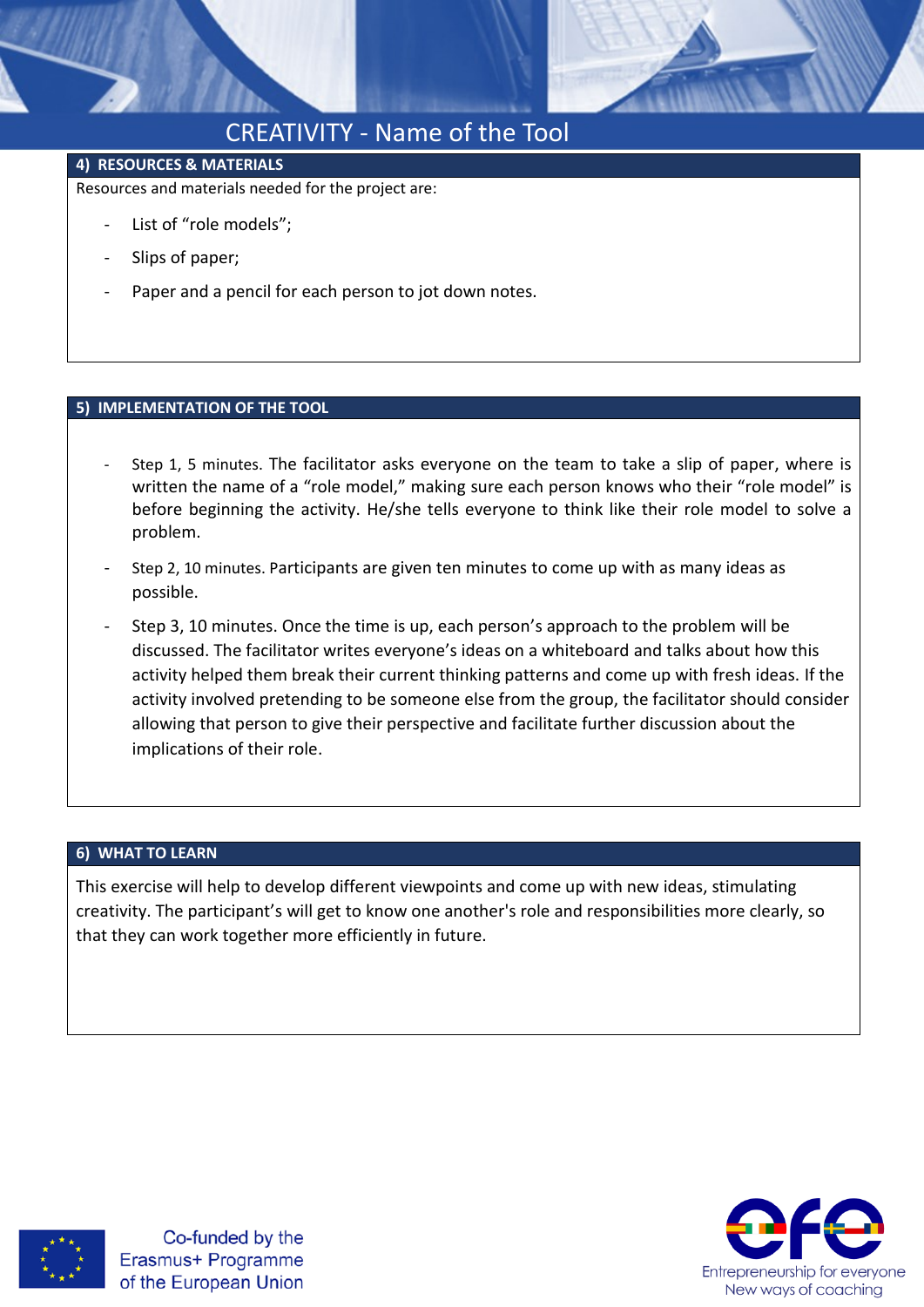# CREATIVITY - Name of the Tool

## 4) RESOURCES & MATERIALS

Resources and materials needed for the project are:

- List of “role models”;
- Slips of paper;
- Paper and a pencil for each person to jot down notes.

## 5) IMPLEMENTATION OF THE TOOL

- Step 1, 5 minutes. The facilitator asks everyone on the team to take a slip of paper, where is written the name of a “role model,” making sure each person knows who their “role model” is before beginning the activity. He/she tells everyone to think like their role model to solve a problem.
- Step 2, 10 minutes. Participants are given ten minutes to come up with as many ideas as possible.
- Step 3, 10 minutes. Once the time is up, each person’s approach to the problem will be discussed. The facilitator writes everyone’s ideas on a whiteboard and talks about how this activity helped them break their current thinking patterns and come up with fresh ideas. If the activity involved pretending to be someone else from the group, the facilitator should consider allowing that person to give their perspective and facilitate further discussion about the implications of their role.

## 6) WHAT TO LEARN

This exercise will help to develop different viewpoints and come up with new ideas, stimulating creativity. The participant’s will get to know one another's role and responsibilities more clearly, so that they can work together more efficiently in future.